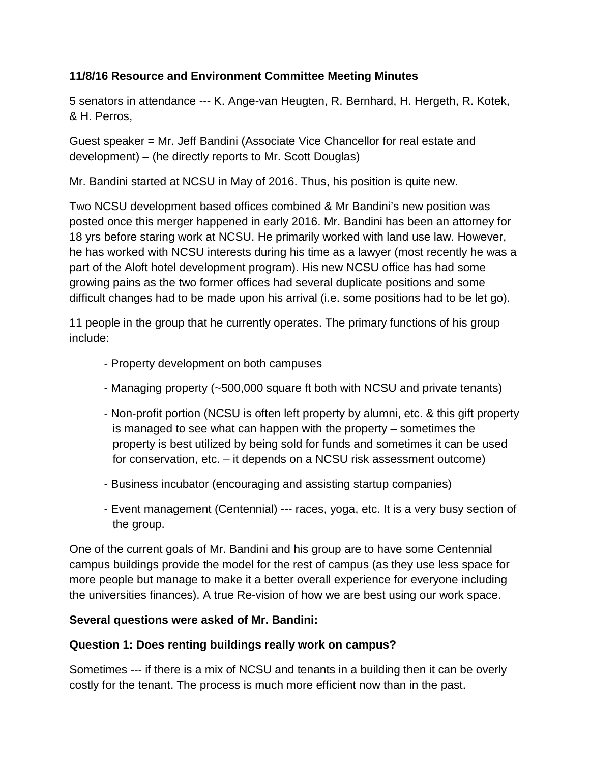**11/8/16 Resource and Environment Committee Meeting Minutes**

5 senators in attendance --- K. Ange-van Heugten, R. Bernhard, H. Hergeth, R. Kotek, & H. Perros,

Guest speaker = Mr. Jeff Bandini (Associate Vice Chancellor for real estate and development) – (he directly reports to Mr. Scott Douglas)

Mr. Bandini started at NCSU in May of 2016. Thus, his position is quite new.

Two NCSU development based offices combined & Mr Bandini's new position was posted once this merger happened in early 2016. Mr. Bandini has been an attorney for 18 yrs before staring work at NCSU. He primarily worked with land use law. However, he has worked with NCSU interests during his time as a lawyer (most recently he was a part of the Aloft hotel development program). His new NCSU office has had some growing pains as the two former offices had several duplicate positions and some difficult changes had to be made upon his arrival (i.e. some positions had to be let go).

11 people in the group that he currently operates. The primary functions of his group include:

- Property development on both campuses
- Managing property (~500,000 square ft both with NCSU and private tenants)
- Non-profit portion (NCSU is often left property by alumni, etc. & this gift property is managed to see what can happen with the property – sometimes the property is best utilized by being sold for funds and sometimes it can be used for conservation, etc. – it depends on a NCSU risk assessment outcome)
- Business incubator (encouraging and assisting startup companies)
- Event management (Centennial) --- races, yoga, etc. It is a very busy section of the group.

One of the current goals of Mr. Bandini and his group are to have some Centennial campus buildings provide the model for the rest of campus (as they use less space for more people but manage to make it a better overall experience for everyone including the universities finances). A true Re-vision of how we are best using our work space.

**Several questions were asked of Mr. Bandini:**

**Question 1: Does renting buildings really work on campus?**

Sometimes --- if there is a mix of NCSU and tenants in a building then it can be overly costly for the tenant. The process is much more efficient now than in the past.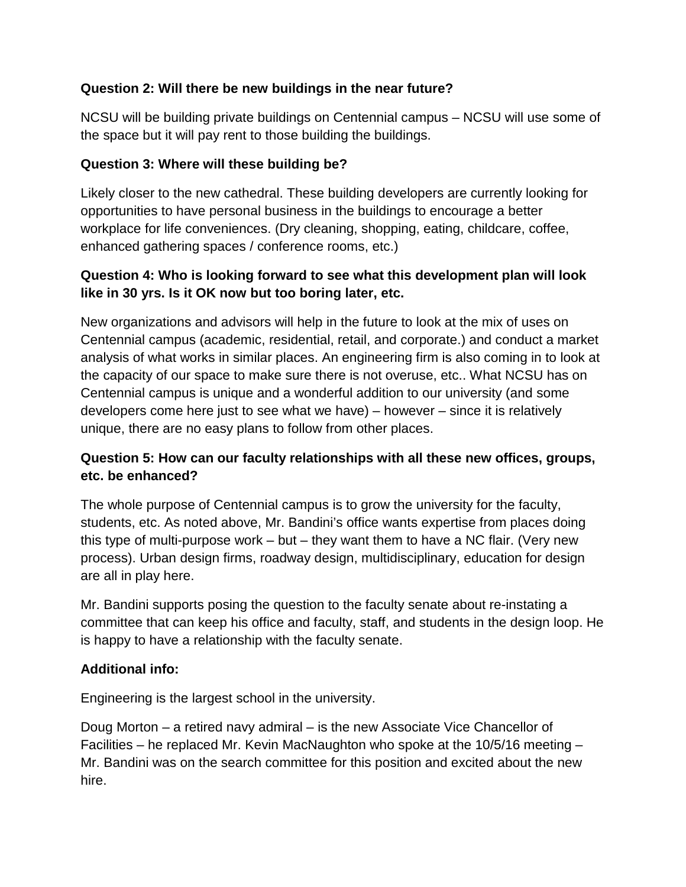**Question 2: Will there be new buildings in the near future?**

NCSU will be building private buildings on Centennial campus – NCSU will use some of the space but it will pay rent to those building the buildings.

**Question 3: Where will these building be?**

Likely closer to the new cathedral. These building developers are currently looking for opportunities to have personal business in the buildings to encourage a better workplace for life conveniences. (Dry cleaning, shopping, eating, childcare, coffee, enhanced gathering spaces / conference rooms, etc.)

**Question 4: Who is looking forward to see what this development plan will look like in 30 yrs. Is it OK now but too boring later, etc.**

New organizations and advisors will help in the future to look at the mix of uses on Centennial campus (academic, residential, retail, and corporate.) and conduct a market analysis of what works in similar places. An engineering firm is also coming in to look at the capacity of our space to make sure there is not overuse, etc.. What NCSU has on Centennial campus is unique and a wonderful addition to our university (and some developers come here just to see what we have) – however – since it is relatively unique, there are no easy plans to follow from other places.

**Question 5: How can our faculty relationships with all these new offices, groups, etc. be enhanced?**

The whole purpose of Centennial campus is to grow the university for the faculty, students, etc. As noted above, Mr. Bandini's office wants expertise from places doing this type of multi-purpose work – but – they want them to have a NC flair. (Very new process). Urban design firms, roadway design, multidisciplinary, education for design are all in play here.

Mr. Bandini supports posing the question to the faculty senate about re-instating a committee that can keep his office and faculty, staff, and students in the design loop. He is happy to have a relationship with the faculty senate.

**Additional info:**

Engineering is the largest school in the university.

Doug Morton – a retired navy admiral – is the new Associate Vice Chancellor of Facilities – he replaced Mr. Kevin MacNaughton who spoke at the 10/5/16 meeting – Mr. Bandini was on the search committee for this position and excited about the new hire.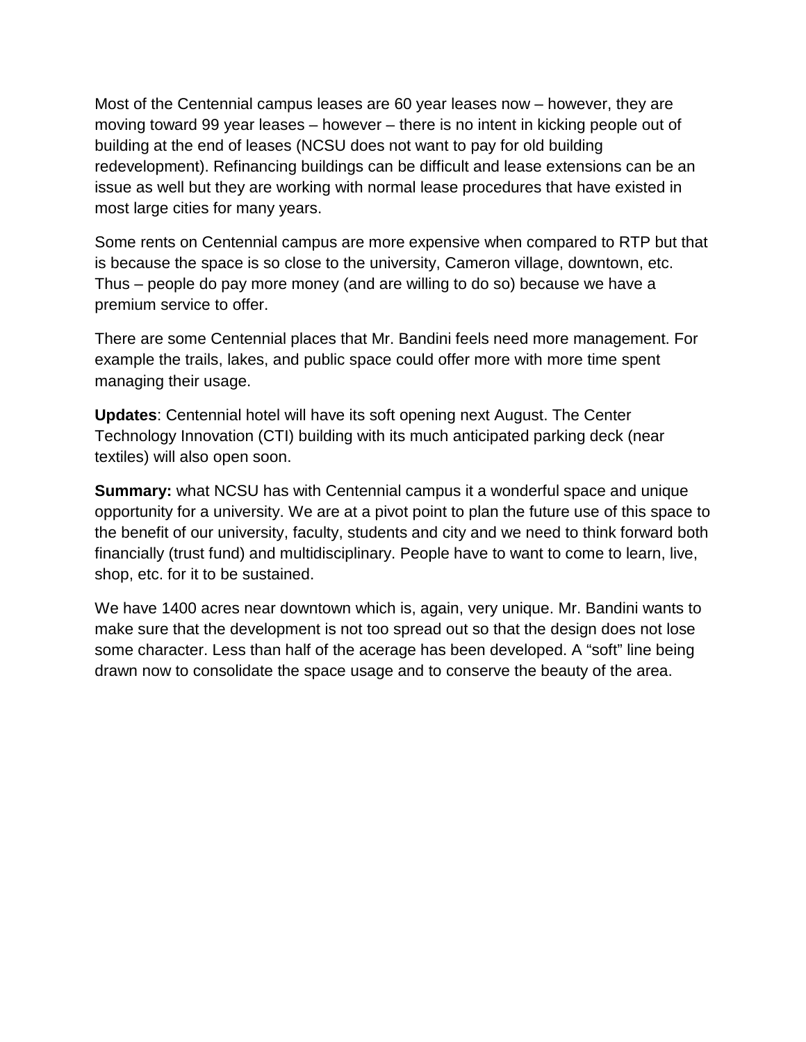Most of the Centennial campus leases are 60 year leases now – however, they are moving toward 99 year leases – however – there is no intent in kicking people out of building at the end of leases (NCSU does not want to pay for old building redevelopment). Refinancing buildings can be difficult and lease extensions can be an issue as well but they are working with normal lease procedures that have existed in most large cities for many years.

Some rents on Centennial campus are more expensive when compared to RTP but that is because the space is so close to the university, Cameron village, downtown, etc. Thus – people do pay more money (and are willing to do so) because we have a premium service to offer.

There are some Centennial places that Mr. Bandini feels need more management. For example the trails, lakes, and public space could offer more with more time spent managing their usage.

**Updates**: Centennial hotel will have its soft opening next August. The Center Technology Innovation (CTI) building with its much anticipated parking deck (near textiles) will also open soon.

**Summary:** what NCSU has with Centennial campus it a wonderful space and unique opportunity for a university. We are at a pivot point to plan the future use of this space to the benefit of our university, faculty, students and city and we need to think forward both financially (trust fund) and multidisciplinary. People have to want to come to learn, live, shop, etc. for it to be sustained.

We have 1400 acres near downtown which is, again, very unique. Mr. Bandini wants to make sure that the development is not too spread out so that the design does not lose some character. Less than half of the acerage has been developed. A "soft" line being drawn now to consolidate the space usage and to conserve the beauty of the area.